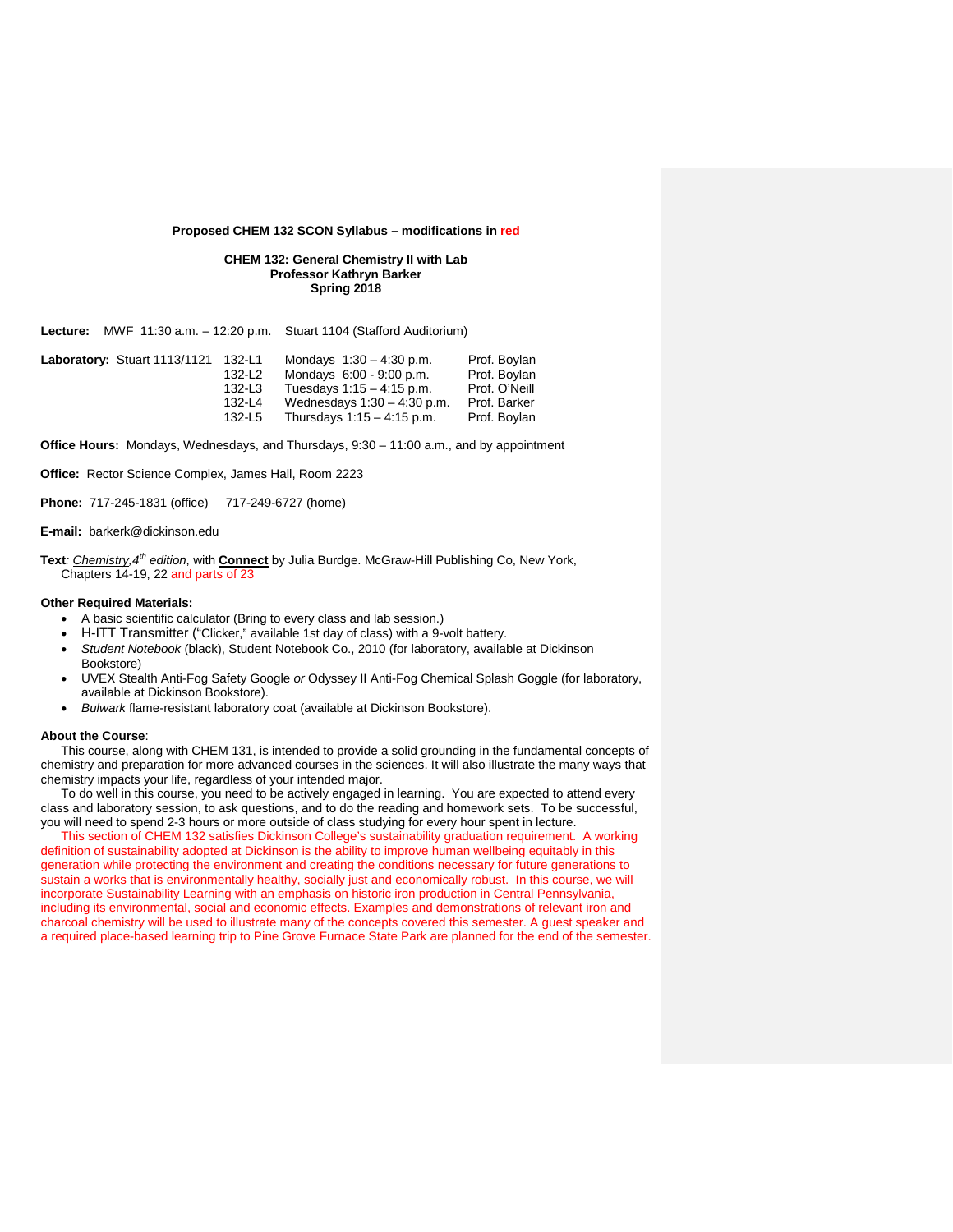**Proposed CHEM 132 SCON Syllabus – modifications in red**

**CHEM 132: General Chemistry II with Lab**
**Professor Kathryn Barker**
**Spring 2018**

**Lecture:** MWF 11:30 a.m. – 12:20 p.m. Stuart 1104 (Stafford Auditorium)

**Laboratory:** Stuart 1113/1121

| Section | Time | Instructor |
|---|---|---|
| 132-L1 | Mondays 1:30 – 4:30 p.m. | Prof. Boylan |
| 132-L2 | Mondays 6:00 - 9:00 p.m. | Prof. Boylan |
| 132-L3 | Tuesdays 1:15 – 4:15 p.m. | Prof. O'Neill |
| 132-L4 | Wednesdays 1:30 – 4:30 p.m. | Prof. Barker |
| 132-L5 | Thursdays 1:15 – 4:15 p.m. | Prof. Boylan |

**Office Hours:** Mondays, Wednesdays, and Thursdays, 9:30 – 11:00 a.m., and by appointment

**Office:** Rector Science Complex, James Hall, Room 2223

**Phone:** 717-245-1831 (office) 717-249-6727 (home)

**E-mail:** barkerk@dickinson.edu

**Text**: *Chemistry, 4th edition*, with **Connect** by Julia Burdge. McGraw-Hill Publishing Co, New York, Chapters 14-19, 22 and parts of 23

**Other Required Materials:**

- A basic scientific calculator (Bring to every class and lab session.)
- H-ITT Transmitter ("Clicker," available 1st day of class) with a 9-volt battery.
- *Student Notebook* (black), Student Notebook Co., 2010 (for laboratory, available at Dickinson Bookstore)
- UVEX Stealth Anti-Fog Safety Google *or* Odyssey II Anti-Fog Chemical Splash Goggle (for laboratory, available at Dickinson Bookstore).
- *Bulwark* flame-resistant laboratory coat (available at Dickinson Bookstore).

**About the Course**:

This course, along with CHEM 131, is intended to provide a solid grounding in the fundamental concepts of chemistry and preparation for more advanced courses in the sciences. It will also illustrate the many ways that chemistry impacts your life, regardless of your intended major.

To do well in this course, you need to be actively engaged in learning. You are expected to attend every class and laboratory session, to ask questions, and to do the reading and homework sets. To be successful, you will need to spend 2-3 hours or more outside of class studying for every hour spent in lecture.

This section of CHEM 132 satisfies Dickinson College's sustainability graduation requirement. A working definition of sustainability adopted at Dickinson is the ability to improve human wellbeing equitably in this generation while protecting the environment and creating the conditions necessary for future generations to sustain a works that is environmentally healthy, socially just and economically robust. In this course, we will incorporate Sustainability Learning with an emphasis on historic iron production in Central Pennsylvania, including its environmental, social and economic effects. Examples and demonstrations of relevant iron and charcoal chemistry will be used to illustrate many of the concepts covered this semester. A guest speaker and a required place-based learning trip to Pine Grove Furnace State Park are planned for the end of the semester.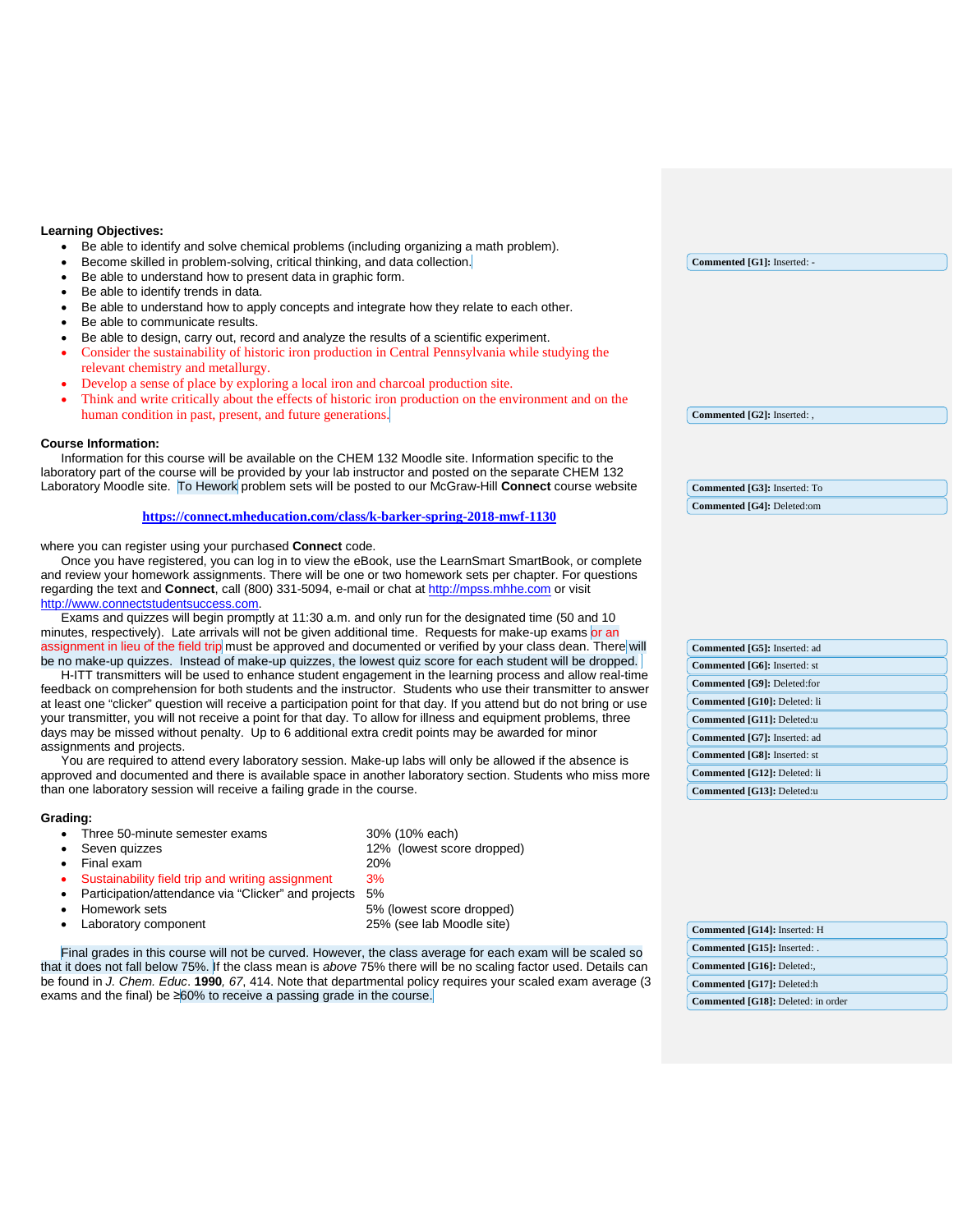**Learning Objectives:**

- Be able to identify and solve chemical problems (including organizing a math problem).
- Become skilled in problem-solving, critical thinking, and data collection.
- Be able to understand how to present data in graphic form.
- Be able to identify trends in data.
- Be able to understand how to apply concepts and integrate how they relate to each other.
- Be able to communicate results.
- Be able to design, carry out, record and analyze the results of a scientific experiment.
- Consider the sustainability of historic iron production in Central Pennsylvania while studying the relevant chemistry and metallurgy.
- Develop a sense of place by exploring a local iron and charcoal production site.
- Think and write critically about the effects of historic iron production on the environment and on the human condition in past, present, and future generations.

**Course Information:**

Information for this course will be available on the CHEM 132 Moodle site. Information specific to the laboratory part of the course will be provided by your lab instructor and posted on the separate CHEM 132 Laboratory Moodle site. To Hework problem sets will be posted to our McGraw-Hill **Connect** course website

**https://connect.mheducation.com/class/k-barker-spring-2018-mwf-1130**

where you can register using your purchased **Connect** code.

Once you have registered, you can log in to view the eBook, use the LearnSmart SmartBook, or complete and review your homework assignments. There will be one or two homework sets per chapter. For questions regarding the text and **Connect**, call (800) 331-5094, e-mail or chat at http://mpss.mhhe.com or visit http://www.connectstudentsuccess.com.

Exams and quizzes will begin promptly at 11:30 a.m. and only run for the designated time (50 and 10 minutes, respectively). Late arrivals will not be given additional time. Requests for make-up exams or an assignment in lieu of the field trip must be approved and documented or verified by your class dean. There will be no make-up quizzes. Instead of make-up quizzes, the lowest quiz score for each student will be dropped.

H-ITT transmitters will be used to enhance student engagement in the learning process and allow real-time feedback on comprehension for both students and the instructor. Students who use their transmitter to answer at least one "clicker" question will receive a participation point for that day. If you attend but do not bring or use your transmitter, you will not receive a point for that day. To allow for illness and equipment problems, three days may be missed without penalty. Up to 6 additional extra credit points may be awarded for minor assignments and projects.

You are required to attend every laboratory session. Make-up labs will only be allowed if the absence is approved and documented and there is available space in another laboratory section. Students who miss more than one laboratory session will receive a failing grade in the course.

**Grading:**

| | |
|---|---|
| Three 50-minute semester exams | 30% (10% each) |
| Seven quizzes | 12% (lowest score dropped) |
| Final exam | 20% |
| Sustainability field trip and writing assignment | 3% |
| Participation/attendance via "Clicker" and projects | 5% |
| Homework sets | 5% (lowest score dropped) |
| Laboratory component | 25% (see lab Moodle site) |

Final grades in this course will not be curved. However, the class average for each exam will be scaled so that it does not fall below 75%. If the class mean is *above* 75% there will be no scaling factor used. Details can be found in *J. Chem. Educ*. **1990**, *67*, 414. Note that departmental policy requires your scaled exam average (3 exams and the final) be ≥60% to receive a passing grade in the course.

Commented [G1]: Inserted: -
Commented [G2]: Inserted: ,
Commented [G3]: Inserted: To
Commented [G4]: Deleted:om
Commented [G5]: Inserted: ad
Commented [G6]: Inserted: st
Commented [G9]: Deleted:for
Commented [G10]: Deleted: li
Commented [G11]: Deleted:u
Commented [G7]: Inserted: ad
Commented [G8]: Inserted: st
Commented [G12]: Deleted: li
Commented [G13]: Deleted:u
Commented [G14]: Inserted: H
Commented [G15]: Inserted: .
Commented [G16]: Deleted:,
Commented [G17]: Deleted:h
Commented [G18]: Deleted: in order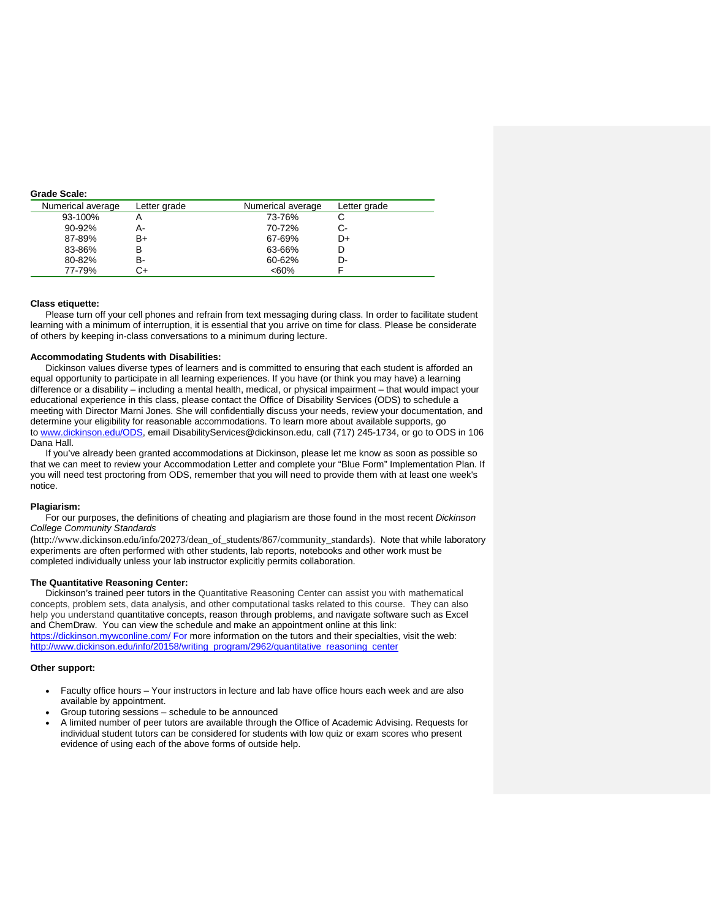**Grade Scale:**

| Numerical average | Letter grade | Numerical average | Letter grade |
|---|---|---|---|
| 93-100% | A | 73-76% | C |
| 90-92% | A- | 70-72% | C- |
| 87-89% | B+ | 67-69% | D+ |
| 83-86% | B | 63-66% | D |
| 80-82% | B- | 60-62% | D- |
| 77-79% | C+ | <60% | F |

**Class etiquette:**

Please turn off your cell phones and refrain from text messaging during class. In order to facilitate student learning with a minimum of interruption, it is essential that you arrive on time for class. Please be considerate of others by keeping in-class conversations to a minimum during lecture.

**Accommodating Students with Disabilities:**

Dickinson values diverse types of learners and is committed to ensuring that each student is afforded an equal opportunity to participate in all learning experiences. If you have (or think you may have) a learning difference or a disability – including a mental health, medical, or physical impairment – that would impact your educational experience in this class, please contact the Office of Disability Services (ODS) to schedule a meeting with Director Marni Jones. She will confidentially discuss your needs, review your documentation, and determine your eligibility for reasonable accommodations. To learn more about available supports, go to [www.dickinson.edu/ODS](www.dickinson.edu/ODS), email DisabilityServices@dickinson.edu, call (717) 245-1734, or go to ODS in 106 Dana Hall.

If you've already been granted accommodations at Dickinson, please let me know as soon as possible so that we can meet to review your Accommodation Letter and complete your "Blue Form" Implementation Plan. If you will need test proctoring from ODS, remember that you will need to provide them with at least one week's notice.

**Plagiarism:**

For our purposes, the definitions of cheating and plagiarism are those found in the most recent *Dickinson College Community Standards* (http://www.dickinson.edu/info/20273/dean_of_students/867/community_standards). Note that while laboratory experiments are often performed with other students, lab reports, notebooks and other work must be completed individually unless your lab instructor explicitly permits collaboration.

**The Quantitative Reasoning Center:**

Dickinson's trained peer tutors in the Quantitative Reasoning Center can assist you with mathematical concepts, problem sets, data analysis, and other computational tasks related to this course. They can also help you understand quantitative concepts, reason through problems, and navigate software such as Excel and ChemDraw. You can view the schedule and make an appointment online at this link: [https://dickinson.mywconline.com/](https://dickinson.mywconline.com/) For more information on the tutors and their specialties, visit the web: [http://www.dickinson.edu/info/20158/writing_program/2962/quantitative_reasoning_center](http://www.dickinson.edu/info/20158/writing_program/2962/quantitative_reasoning_center)

**Other support:**

- Faculty office hours – Your instructors in lecture and lab have office hours each week and are also available by appointment.
- Group tutoring sessions – schedule to be announced
- A limited number of peer tutors are available through the Office of Academic Advising. Requests for individual student tutors can be considered for students with low quiz or exam scores who present evidence of using each of the above forms of outside help.